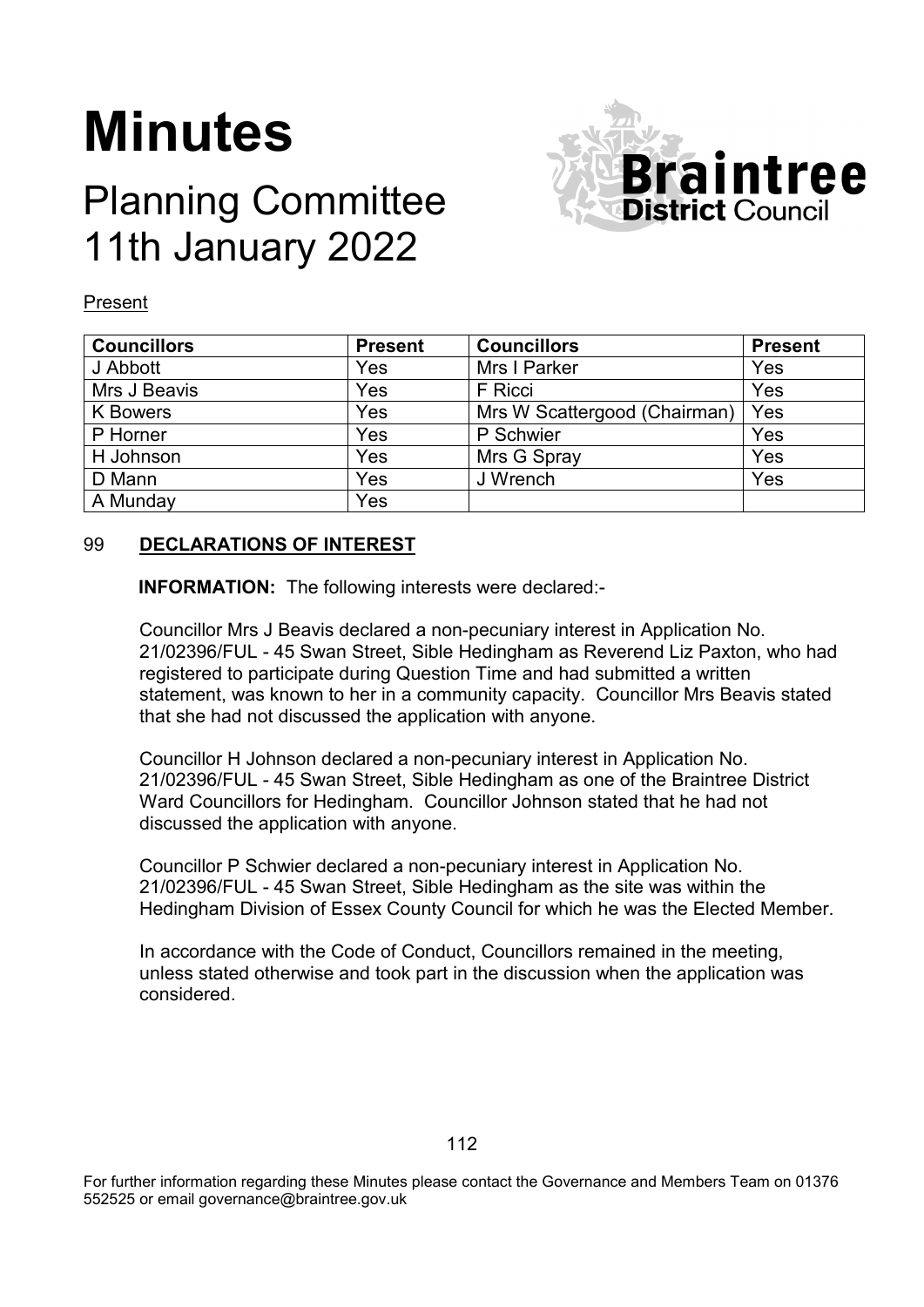# Minutes

## Planning Committee
## 11th January 2022

Present

| Councillors | Present | Councillors | Present |
|---|---|---|---|
| J Abbott | Yes | Mrs I Parker | Yes |
| Mrs J Beavis | Yes | F Ricci | Yes |
| K Bowers | Yes | Mrs W Scattergood (Chairman) | Yes |
| P Horner | Yes | P Schwier | Yes |
| H Johnson | Yes | Mrs G Spray | Yes |
| D Mann | Yes | J Wrench | Yes |
| A Munday | Yes | | |

### 99 **DECLARATIONS OF INTEREST**

**INFORMATION:** The following interests were declared:-

Councillor Mrs J Beavis declared a non-pecuniary interest in Application No. 21/02396/FUL - 45 Swan Street, Sible Hedingham as Reverend Liz Paxton, who had registered to participate during Question Time and had submitted a written statement, was known to her in a community capacity. Councillor Mrs Beavis stated that she had not discussed the application with anyone.

Councillor H Johnson declared a non-pecuniary interest in Application No. 21/02396/FUL - 45 Swan Street, Sible Hedingham as one of the Braintree District Ward Councillors for Hedingham. Councillor Johnson stated that he had not discussed the application with anyone.

Councillor P Schwier declared a non-pecuniary interest in Application No. 21/02396/FUL - 45 Swan Street, Sible Hedingham as the site was within the Hedingham Division of Essex County Council for which he was the Elected Member.

In accordance with the Code of Conduct, Councillors remained in the meeting, unless stated otherwise and took part in the discussion when the application was considered.

For further information regarding these Minutes please contact the Governance and Members Team on 01376 552525 or email governance@braintree.gov.uk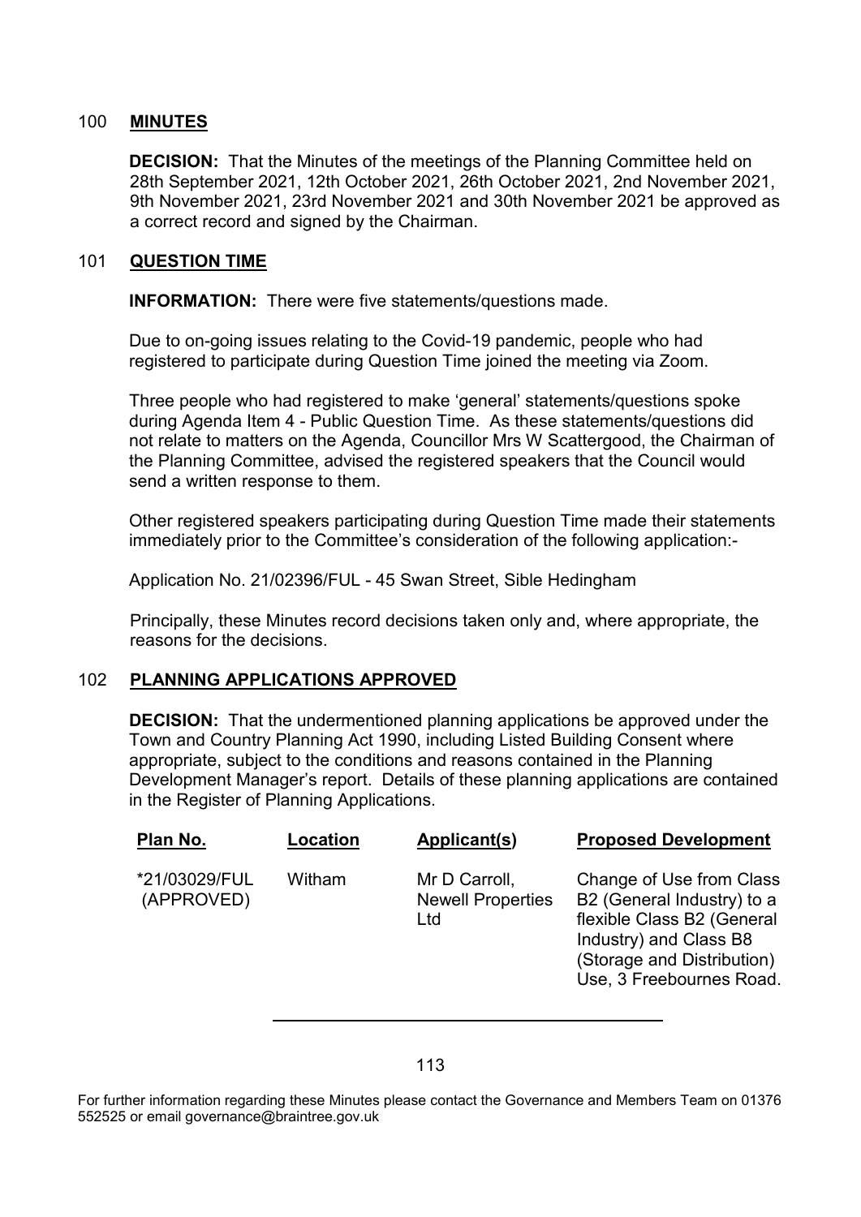## 100 MINUTES

**DECISION:** That the Minutes of the meetings of the Planning Committee held on 28th September 2021, 12th October 2021, 26th October 2021, 2nd November 2021, 9th November 2021, 23rd November 2021 and 30th November 2021 be approved as a correct record and signed by the Chairman.

## 101 QUESTION TIME

**INFORMATION:** There were five statements/questions made.

Due to on-going issues relating to the Covid-19 pandemic, people who had registered to participate during Question Time joined the meeting via Zoom.

Three people who had registered to make 'general' statements/questions spoke during Agenda Item 4 - Public Question Time. As these statements/questions did not relate to matters on the Agenda, Councillor Mrs W Scattergood, the Chairman of the Planning Committee, advised the registered speakers that the Council would send a written response to them.

Other registered speakers participating during Question Time made their statements immediately prior to the Committee's consideration of the following application:-

Application No. 21/02396/FUL - 45 Swan Street, Sible Hedingham

Principally, these Minutes record decisions taken only and, where appropriate, the reasons for the decisions.

## 102 PLANNING APPLICATIONS APPROVED

**DECISION:** That the undermentioned planning applications be approved under the Town and Country Planning Act 1990, including Listed Building Consent where appropriate, subject to the conditions and reasons contained in the Planning Development Manager's report. Details of these planning applications are contained in the Register of Planning Applications.

| Plan No. | Location | Applicant(s) | Proposed Development |
|---|---|---|---|
| *21/03029/FUL (APPROVED) | Witham | Mr D Carroll, Newell Properties Ltd | Change of Use from Class B2 (General Industry) to a flexible Class B2 (General Industry) and Class B8 (Storage and Distribution) Use, 3 Freebournes Road. |

For further information regarding these Minutes please contact the Governance and Members Team on 01376 552525 or email governance@braintree.gov.uk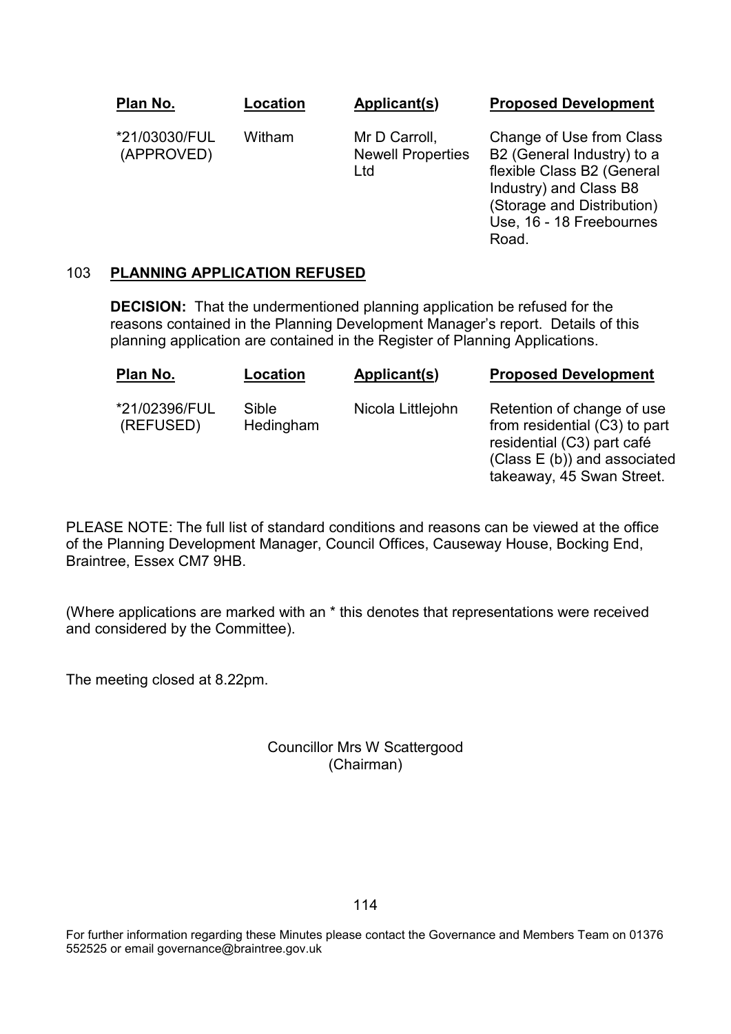| Plan No. | Location | Applicant(s) | Proposed Development |
|---|---|---|---|
| *21/03030/FUL (APPROVED) | Witham | Mr D Carroll, Newell Properties Ltd | Change of Use from Class B2 (General Industry) to a flexible Class B2 (General Industry) and Class B8 (Storage and Distribution) Use, 16 - 18 Freebournes Road. |

## 103 PLANNING APPLICATION REFUSED

**DECISION:** That the undermentioned planning application be refused for the reasons contained in the Planning Development Manager's report. Details of this planning application are contained in the Register of Planning Applications.

| Plan No. | Location | Applicant(s) | Proposed Development |
|---|---|---|---|
| *21/02396/FUL (REFUSED) | Sible Hedingham | Nicola Littlejohn | Retention of change of use from residential (C3) to part residential (C3) part café (Class E (b)) and associated takeaway, 45 Swan Street. |

PLEASE NOTE: The full list of standard conditions and reasons can be viewed at the office of the Planning Development Manager, Council Offices, Causeway House, Bocking End, Braintree, Essex CM7 9HB.

(Where applications are marked with an * this denotes that representations were received and considered by the Committee).

The meeting closed at 8.22pm.

Councillor Mrs W Scattergood
(Chairman)

For further information regarding these Minutes please contact the Governance and Members Team on 01376 552525 or email governance@braintree.gov.uk